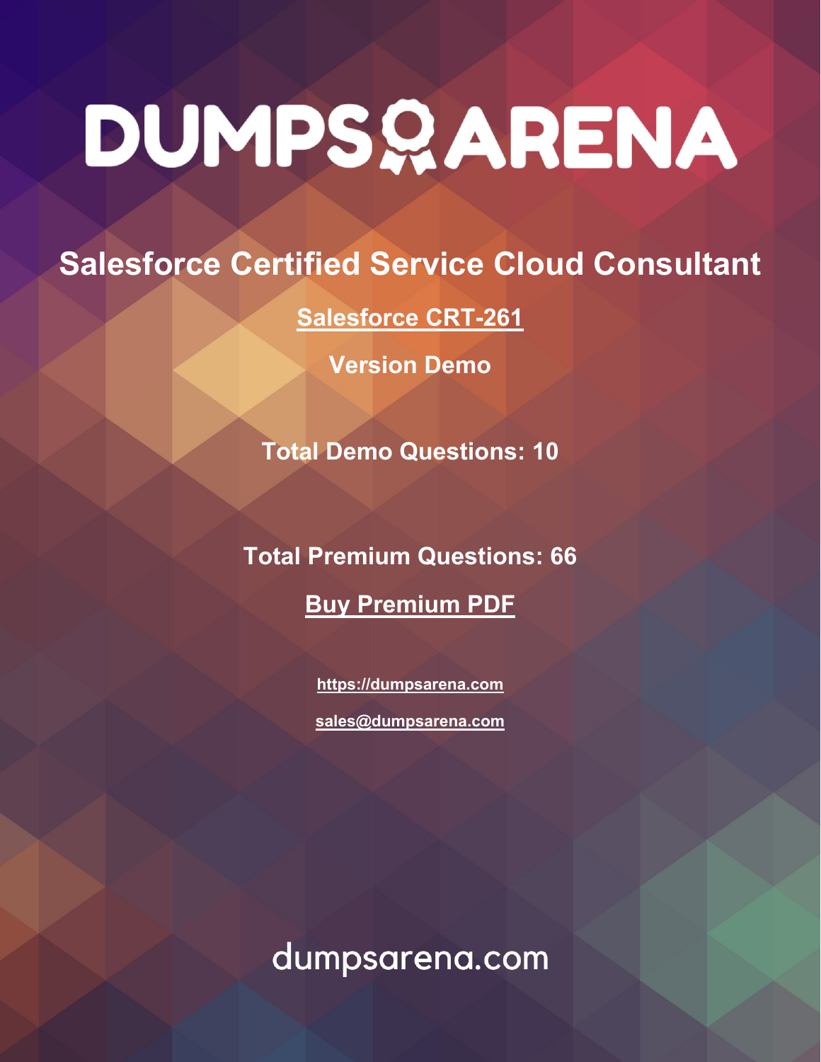# DUMPS ARENA

## Salesforce Certified Service Cloud Consultant

**Salesforce CRT-261**

**Version Demo**

**Total Demo Questions: 10**

**Total Premium Questions: 66**

**Buy Premium PDF**

https://dumpsarena.com

sales@dumpsarena.com

dumpsarena.com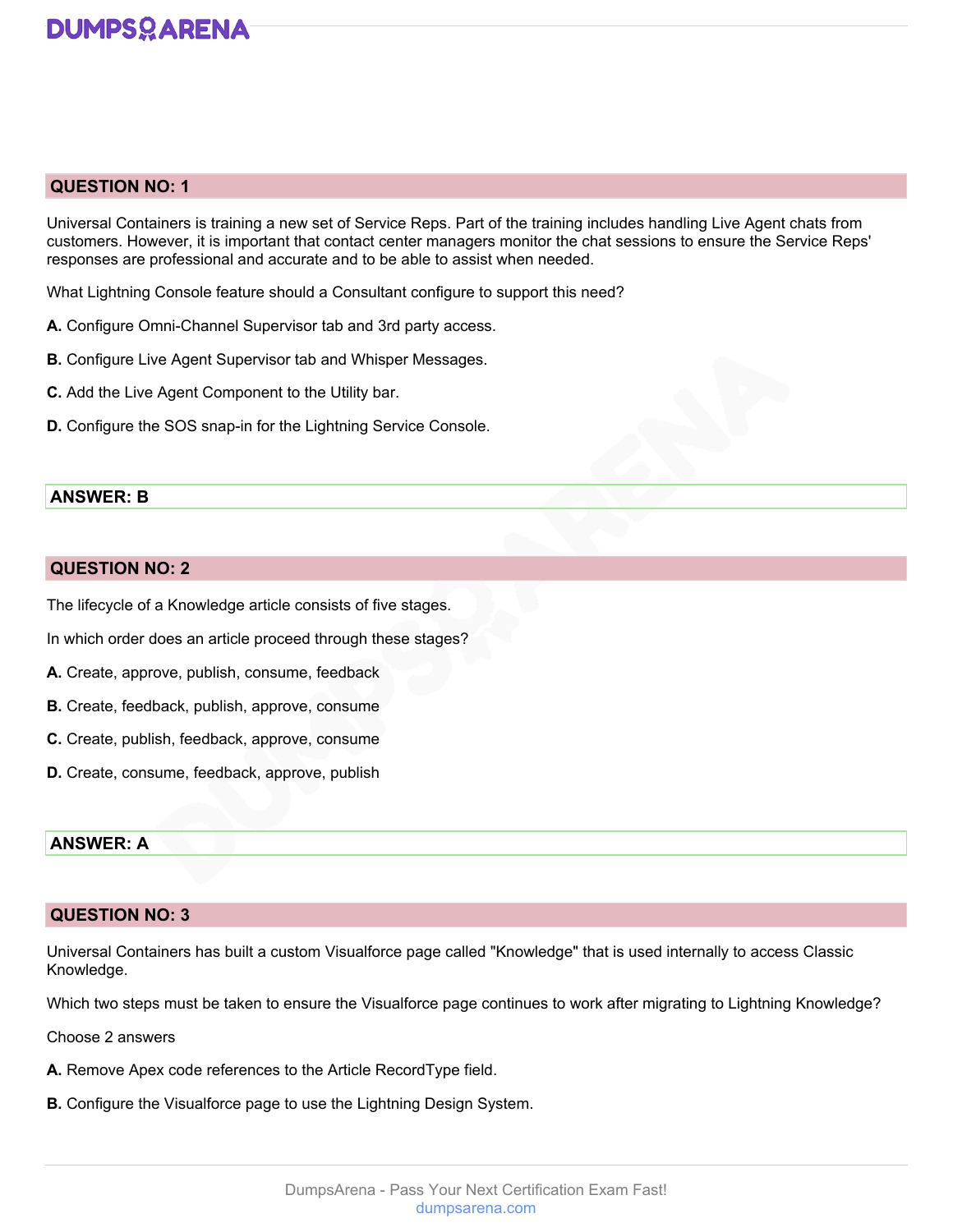## QUESTION NO: 1

Universal Containers is training a new set of Service Reps. Part of the training includes handling Live Agent chats from customers. However, it is important that contact center managers monitor the chat sessions to ensure the Service Reps' responses are professional and accurate and to be able to assist when needed.

What Lightning Console feature should a Consultant configure to support this need?

**A.** Configure Omni-Channel Supervisor tab and 3rd party access.

**B.** Configure Live Agent Supervisor tab and Whisper Messages.

**C.** Add the Live Agent Component to the Utility bar.

**D.** Configure the SOS snap-in for the Lightning Service Console.

**ANSWER: B**

## QUESTION NO: 2

The lifecycle of a Knowledge article consists of five stages.

In which order does an article proceed through these stages?

**A.** Create, approve, publish, consume, feedback

**B.** Create, feedback, publish, approve, consume

**C.** Create, publish, feedback, approve, consume

**D.** Create, consume, feedback, approve, publish

**ANSWER: A**

## QUESTION NO: 3

Universal Containers has built a custom Visualforce page called "Knowledge" that is used internally to access Classic Knowledge.

Which two steps must be taken to ensure the Visualforce page continues to work after migrating to Lightning Knowledge?

Choose 2 answers

**A.** Remove Apex code references to the Article RecordType field.

**B.** Configure the Visualforce page to use the Lightning Design System.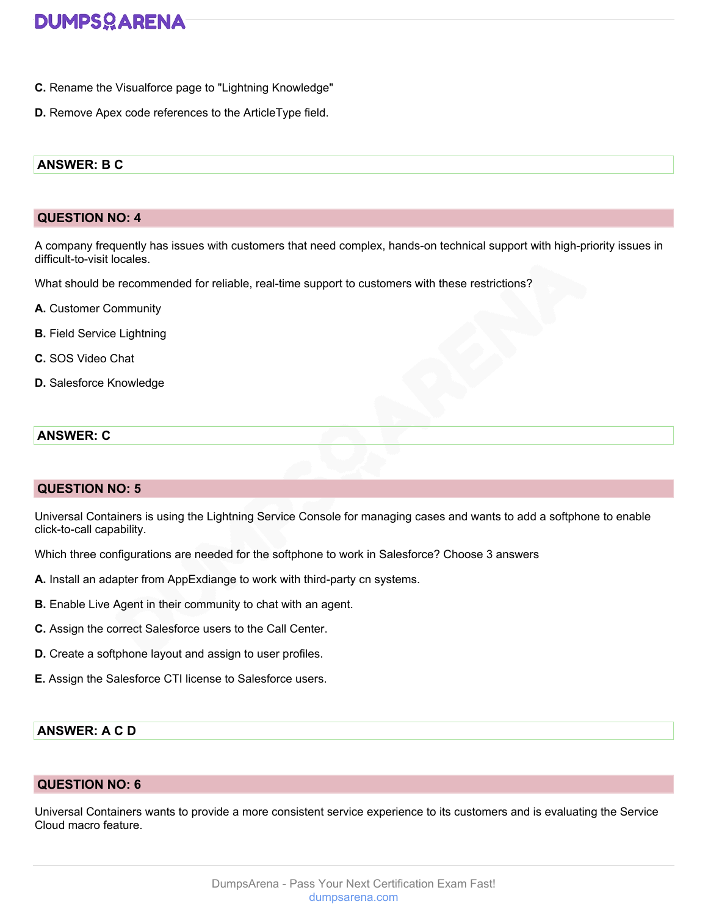**C.** Rename the Visualforce page to "Lightning Knowledge"

**D.** Remove Apex code references to the ArticleType field.

**ANSWER: B C**

## QUESTION NO: 4

A company frequently has issues with customers that need complex, hands-on technical support with high-priority issues in difficult-to-visit locales.

What should be recommended for reliable, real-time support to customers with these restrictions?

**A.** Customer Community

**B.** Field Service Lightning

**C.** SOS Video Chat

**D.** Salesforce Knowledge

**ANSWER: C**

## QUESTION NO: 5

Universal Containers is using the Lightning Service Console for managing cases and wants to add a softphone to enable click-to-call capability.

Which three configurations are needed for the softphone to work in Salesforce? Choose 3 answers

**A.** Install an adapter from AppExdiange to work with third-party cn systems.

**B.** Enable Live Agent in their community to chat with an agent.

**C.** Assign the correct Salesforce users to the Call Center.

**D.** Create a softphone layout and assign to user profiles.

**E.** Assign the Salesforce CTI license to Salesforce users.

**ANSWER: A C D**

## QUESTION NO: 6

Universal Containers wants to provide a more consistent service experience to its customers and is evaluating the Service Cloud macro feature.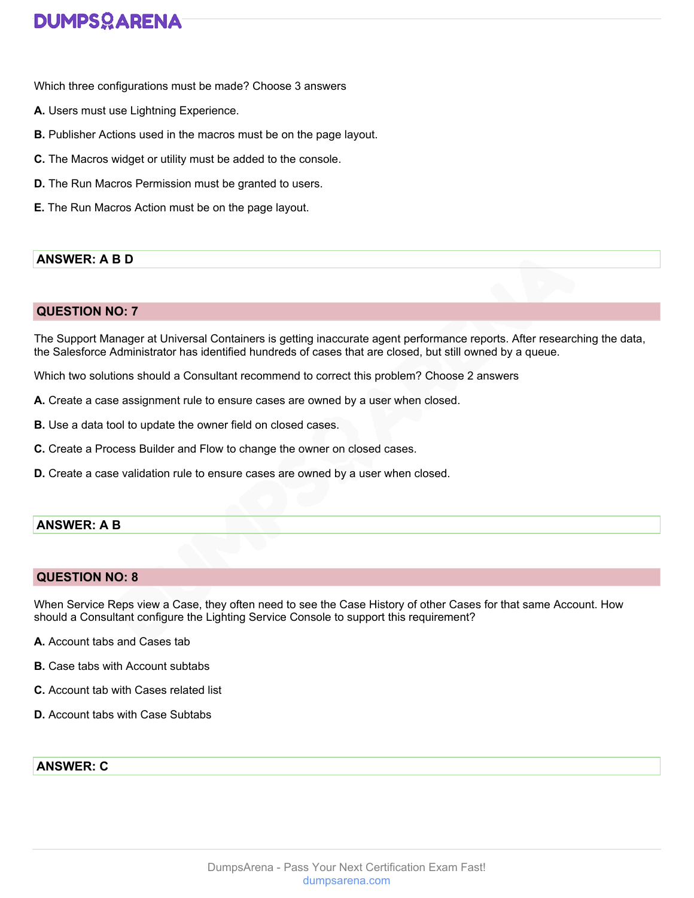Which three configurations must be made? Choose 3 answers

**A.** Users must use Lightning Experience.

**B.** Publisher Actions used in the macros must be on the page layout.

**C.** The Macros widget or utility must be added to the console.

**D.** The Run Macros Permission must be granted to users.

**E.** The Run Macros Action must be on the page layout.

**ANSWER: A B D**

## QUESTION NO: 7

The Support Manager at Universal Containers is getting inaccurate agent performance reports. After researching the data, the Salesforce Administrator has identified hundreds of cases that are closed, but still owned by a queue.

Which two solutions should a Consultant recommend to correct this problem? Choose 2 answers

**A.** Create a case assignment rule to ensure cases are owned by a user when closed.

**B.** Use a data tool to update the owner field on closed cases.

**C.** Create a Process Builder and Flow to change the owner on closed cases.

**D.** Create a case validation rule to ensure cases are owned by a user when closed.

**ANSWER: A B**

## QUESTION NO: 8

When Service Reps view a Case, they often need to see the Case History of other Cases for that same Account. How should a Consultant configure the Lighting Service Console to support this requirement?

**A.** Account tabs and Cases tab

**B.** Case tabs with Account subtabs

**C.** Account tab with Cases related list

**D.** Account tabs with Case Subtabs

**ANSWER: C**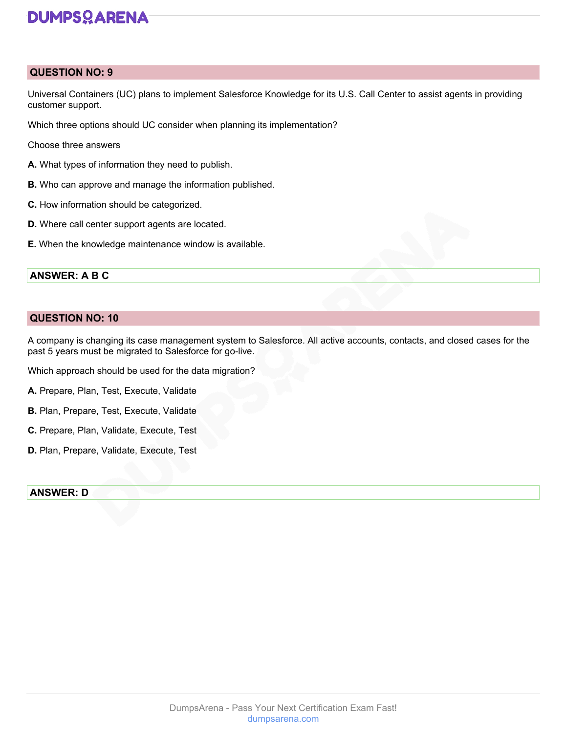## QUESTION NO: 9

Universal Containers (UC) plans to implement Salesforce Knowledge for its U.S. Call Center to assist agents in providing customer support.

Which three options should UC consider when planning its implementation?

Choose three answers

**A.** What types of information they need to publish.

**B.** Who can approve and manage the information published.

**C.** How information should be categorized.

**D.** Where call center support agents are located.

**E.** When the knowledge maintenance window is available.

**ANSWER: A B C**

## QUESTION NO: 10

A company is changing its case management system to Salesforce. All active accounts, contacts, and closed cases for the past 5 years must be migrated to Salesforce for go-live.

Which approach should be used for the data migration?

**A.** Prepare, Plan, Test, Execute, Validate

**B.** Plan, Prepare, Test, Execute, Validate

**C.** Prepare, Plan, Validate, Execute, Test

**D.** Plan, Prepare, Validate, Execute, Test

**ANSWER: D**